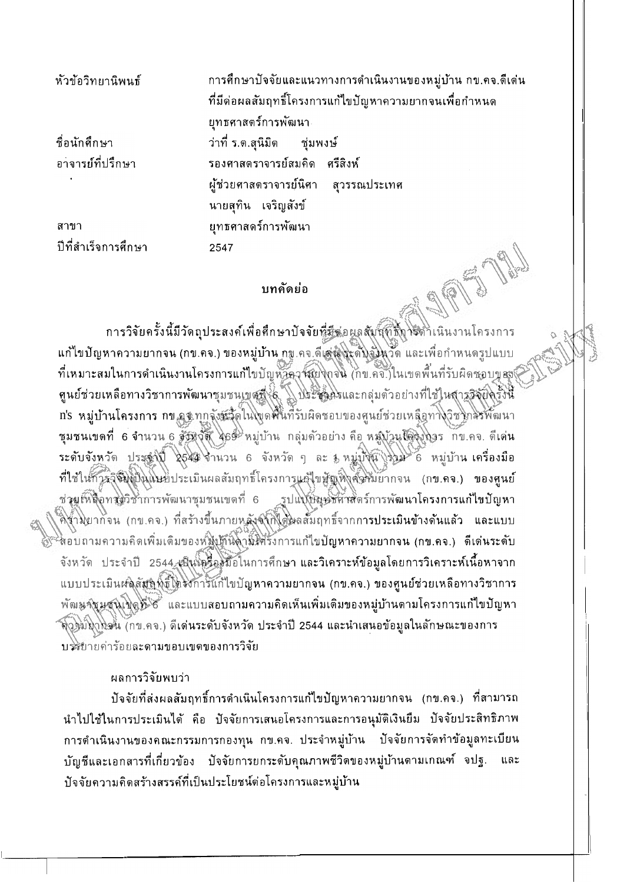| | |
|---|---|
| หัวข้อวิทยานิพนธ์ | การศึกษาปัจจัยและแนวทางการดำเนินงานของหมู่บ้าน กข.คจ.ดีเด่น ที่มีต่อผลสัมฤทธิ์โครงการแก้ไขปัญหาความยากจนเพื่อกำหนดยุทธศาสตร์การพัฒนา |
| ชื่อนักศึกษา | ว่าที่ ร.ต.สุนิมิต ชุ่มพงษ์ |
| อาจารย์ที่ปรึกษา | รองศาสตราจารย์สมคิด ศรีสิงห์ |
| | ผู้ช่วยศาสตราจารย์นิศา สุวรรณประเทศ |
| | นายสุทิน เจริญสังข์ |
| สาขา | ยุทธศาสตร์การพัฒนา |
| ปีที่สำเร็จการศึกษา | 2547 |

## บทคัดย่อ

การวิจัยครั้งนี้มีวัตถุประสงค์เพื่อศึกษาปัจจัยที่มีต่อผลสัมฤทธิ์การดำเนินงานโครงการแก้ไขปัญหาความยากจน (กข.คจ.) ของหมู่บ้าน กข.คจ.ดีเด่นระดับจังหวัด และเพื่อกำหนดรูปแบบที่เหมาะสมในการดำเนินงานโครงการแก้ไขปัญหาความยากจน (กข.คจ.)ในเขตพื้นที่รับผิดชอบของศูนย์ช่วยเหลือทางวิชาการพัฒนาชุมชนเขตที่ 6 ประชากรและกลุ่มตัวอย่างที่ใช้ในการวิจัยครั้งนี้ คือ หมู่บ้านโครงการ กข.คจ.ทุกจังหวัดในเขตพื้นที่รับผิดชอบของศูนย์ช่วยเหลือทางวิชาการพัฒนาชุมชนเขตที่ 6 จำนวน 6 จังหวัด 469 หมู่บ้าน กลุ่มตัวอย่าง คือ หมู่บ้านโครงการ กข.คจ. ดีเด่นระดับจังหวัด ประจำปี 2544 จำนวน 6 จังหวัด ๆ ละ 1 หมู่บ้าน รวม 6 หมู่บ้าน เครื่องมือที่ใช้ในการวิจัยเป็นแบบประเมินผลสัมฤทธิ์โครงการแก้ไขปัญหาความยากจน (กข.คจ.) ของศูนย์ช่วยเหลือทางวิชาการพัฒนาชุมชนเขตที่ 6 รูปแบบยุทธศาสตร์การพัฒนาโครงการแก้ไขปัญหาความยากจน (กข.คจ.) ที่สร้างขึ้นภายหลังจากได้ผลสัมฤทธิ์จากการประเมินข้างต้นแล้ว และแบบสอบถามความคิดเพิ่มเติมของหมู่บ้านตามโครงการแก้ไขปัญหาความยากจน (กข.คจ.) ดีเด่นระดับจังหวัด ประจำปี 2544 เป็นเครื่องมือในการศึกษา และวิเคราะห์ข้อมูลโดยการวิเคราะห์เนื้อหาจากแบบประเมินผลสัมฤทธิ์โครงการแก้ไขปัญหาความยากจน (กข.คจ.) ของศูนย์ช่วยเหลือทางวิชาการพัฒนาชุมชนเขตที่ 6 และแบบสอบถามความคิดเห็นเพิ่มเติมของหมู่บ้านตามโครงการแก้ไขปัญหาความยากจน (กข.คจ.) ดีเด่นระดับจังหวัด ประจำปี 2544 และนำเสนอข้อมูลในลักษณะของการบรรยายค่าร้อยละตามขอบเขตของการวิจัย

ผลการวิจัยพบว่า

ปัจจัยที่ส่งผลสัมฤทธิ์การดำเนินโครงการแก้ไขปัญหาความยากจน (กข.คจ.) ที่สามารถนำไปใช้ในการประเมินได้ คือ ปัจจัยการเสนอโครงการและการอนุมัติเงินยืม ปัจจัยประสิทธิภาพการดำเนินงานของคณะกรรมการกองทุน กข.คจ. ประจำหมู่บ้าน ปัจจัยการจัดทำข้อมูลทะเบียนบัญชีและเอกสารที่เกี่ยวข้อง ปัจจัยการยกระดับคุณภาพชีวิตของหมู่บ้านตามเกณฑ์ จปฐ. และปัจจัยความคิดสร้างสรรค์ที่เป็นประโยชน์ต่อโครงการและหมู่บ้าน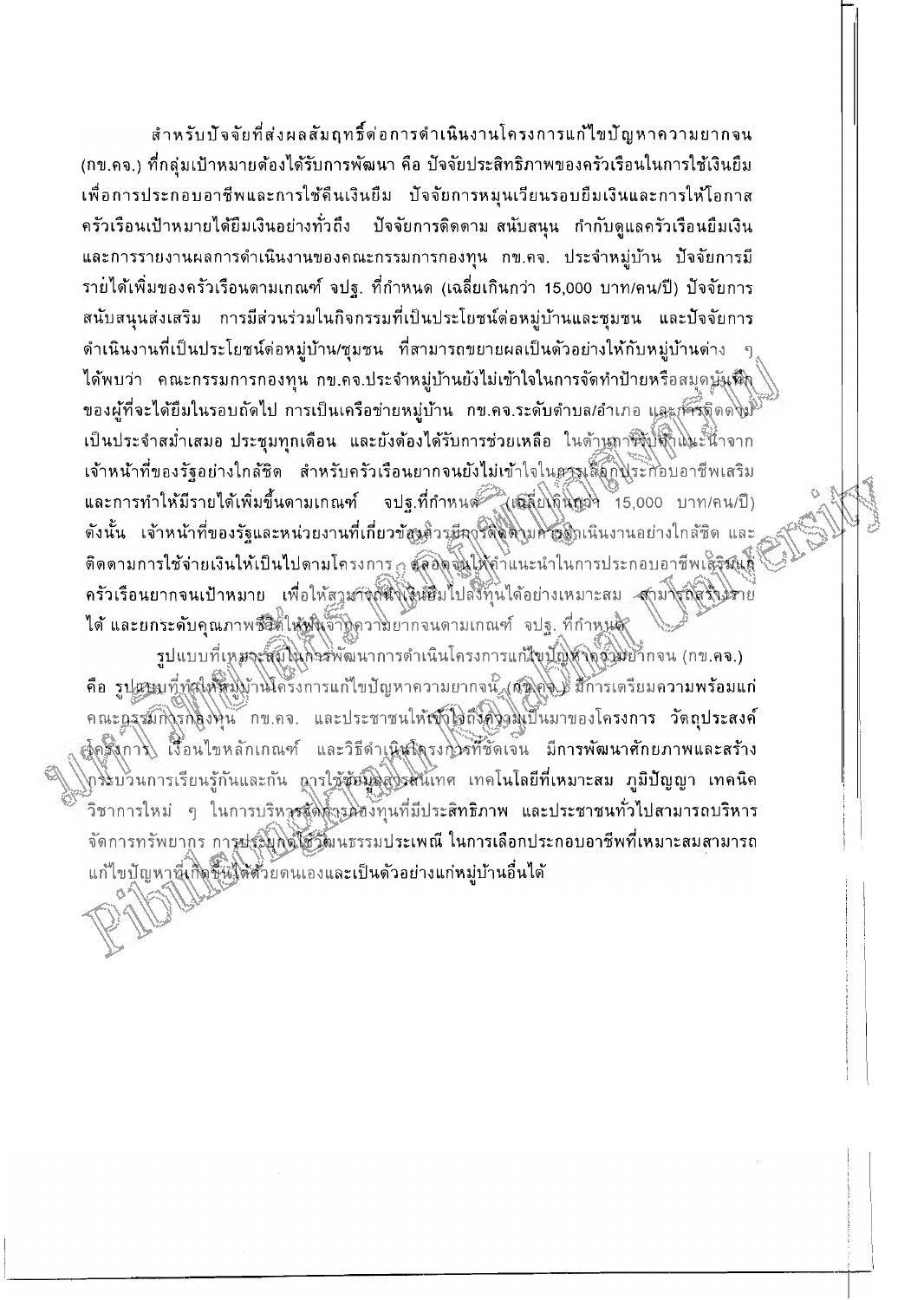สำหรับปัจจัยที่ส่งผลสัมฤทธิ์ต่อการดำเนินงานโครงการแก้ไขปัญหาความยากจน (กข.คจ.) ที่กลุ่มเป้าหมายต้องได้รับการพัฒนา คือ ปัจจัยประสิทธิภาพของครัวเรือนในการใช้เงินยืมเพื่อการประกอบอาชีพและการใช้คืนเงินยืม ปัจจัยการหมุนเวียนรอบยืมเงินและการให้โอกาสครัวเรือนเป้าหมายได้ยืมเงินอย่างทั่วถึง ปัจจัยการติดตาม สนับสนุน กำกับดูแลครัวเรือนยืมเงิน และการรายงานผลการดำเนินงานของคณะกรรมการกองทุน กข.คจ. ประจำหมู่บ้าน ปัจจัยการมีรายได้เพิ่มของครัวเรือนตามเกณฑ์ จปฐ. ที่กำหนด (เฉลี่ยเกินกว่า 15,000 บาท/คน/ปี) ปัจจัยการสนับสนุนส่งเสริม การมีส่วนร่วมในกิจกรรมที่เป็นประโยชน์ต่อหมู่บ้านและชุมชน และปัจจัยการดำเนินงานที่เป็นประโยชน์ต่อหมู่บ้าน/ชุมชน ที่สามารถขยายผลเป็นตัวอย่างให้กับหมู่บ้านต่าง ๆ ได้พบว่า คณะกรรมการกองทุน กข.คจ.ประจำหมู่บ้านยังไม่เข้าใจในการจัดทำป้ายหรือสมุดบันทึกของผู้ที่จะได้ยืมในรอบถัดไป การเป็นเครือข่ายหมู่บ้าน กข.คจ.ระดับตำบล/อำเภอ และการติดตามเป็นประจำสม่ำเสมอ ประชุมทุกเดือน และยังต้องได้รับการช่วยเหลือ ในด้านการรับคำแนะนำจากเจ้าหน้าที่ของรัฐอย่างใกล้ชิด สำหรับครัวเรือนยากจนยังไม่เข้าใจในการเลือกประกอบอาชีพเสริม และการทำให้มีรายได้เพิ่มขึ้นตามเกณฑ์ จปฐ.ที่กำหนด (เฉลี่ยเกินกว่า 15,000 บาท/คน/ปี) ดังนั้น เจ้าหน้าที่ของรัฐและหน่วยงานที่เกี่ยวข้องควรมีการติดตามการดำเนินงานอย่างใกล้ชิด และติดตามการใช้จ่ายเงินให้เป็นไปตามโครงการ ตลอดจนให้คำแนะนำในการประกอบอาชีพเสริมแก่ครัวเรือนยากจนเป้าหมาย เพื่อให้สามารถนำเงินยืมไปลงทุนได้อย่างเหมาะสม สามารถสร้างรายได้ และยกระดับคุณภาพชีวิตให้พ้นจากความยากจนตามเกณฑ์ จปฐ. ที่กำหนด

รูปแบบที่เหมาะสมในการพัฒนาการดำเนินโครงการแก้ไขปัญหาความยากจน (กข.คจ.) คือ รูปแบบที่ทำให้หมู่บ้านโครงการแก้ไขปัญหาความยากจน (กข.คจ.) มีการเตรียมความพร้อมแก่คณะกรรมการกองทุน กข.คจ. และประชาชนให้เข้าใจถึงความเป็นมาของโครงการ วัตถุประสงค์โครงการ เงื่อนไขหลักเกณฑ์ และวิธีดำเนินโครงการที่ชัดเจน มีการพัฒนาศักยภาพและสร้างกระบวนการเรียนรู้กันและกัน การใช้ข้อมูลสารสนเทศ เทคโนโลยีที่เหมาะสม ภูมิปัญญา เทคนิควิชาการใหม่ ๆ ในการบริหารจัดการกองทุนที่มีประสิทธิภาพ และประชาชนทั่วไปสามารถบริหารจัดการทรัพยากร การประยุกต์ใช้วัฒนธรรมประเพณี ในการเลือกประกอบอาชีพที่เหมาะสมสามารถแก้ไขปัญหาที่เกิดขึ้นได้ด้วยตนเองและเป็นตัวอย่างแก่หมู่บ้านอื่นได้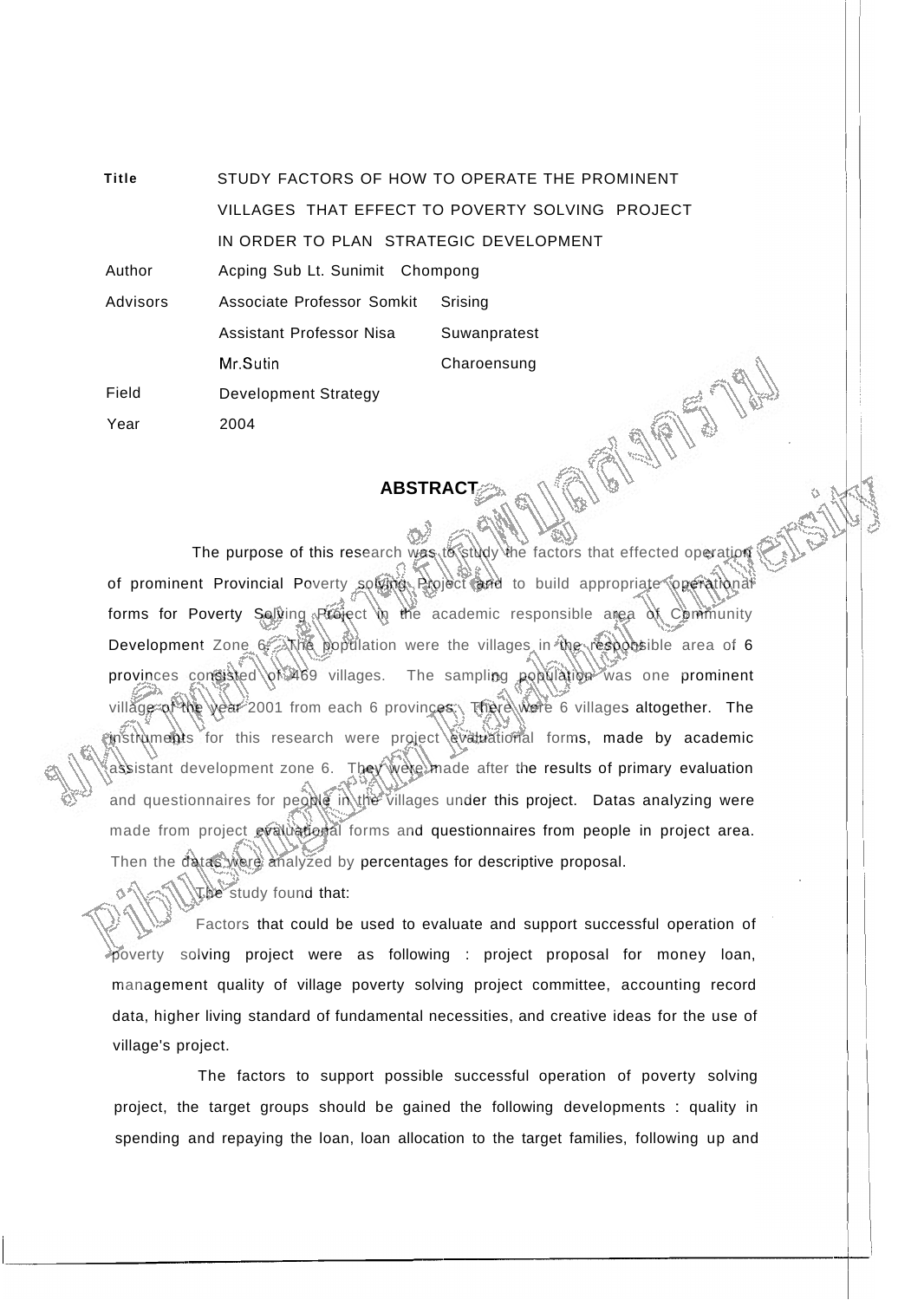| | |
|---|---|
| **Title** | STUDY FACTORS OF HOW TO OPERATE THE PROMINENT VILLAGES THAT EFFECT TO POVERTY SOLVING PROJECT IN ORDER TO PLAN STRATEGIC DEVELOPMENT |
| Author | Acping Sub Lt. Sunimit Chompong |
| Advisors | Associate Professor Somkit Srising |
| | Assistant Professor Nisa Suwanpratest |
| | Mr.Sutin Charoensung |
| Field | Development Strategy |
| Year | 2004 |

## ABSTRACT

The purpose of this research was to study the factors that effected operation of prominent Provincial Poverty solving Project and to build appropriate operational forms for Poverty Solving Project in the academic responsible area of Community Development Zone 6. The population were the villages in the responsible area of 6 provinces consisted of 469 villages. The sampling population was one prominent village of the year 2001 from each 6 provinces. There were 6 villages altogether. The instruments for this research were project evaluational forms, made by academic assistant development zone 6. They were made after the results of primary evaluation and questionnaires for people in the villages under this project. Datas analyzing were made from project evaluational forms and questionnaires from people in project area. Then the datas were analyzed by percentages for descriptive proposal.

The study found that:

Factors that could be used to evaluate and support successful operation of poverty solving project were as following : project proposal for money loan, management quality of village poverty solving project committee, accounting record data, higher living standard of fundamental necessities, and creative ideas for the use of village's project.

The factors to support possible successful operation of poverty solving project, the target groups should be gained the following developments : quality in spending and repaying the loan, loan allocation to the target families, following up and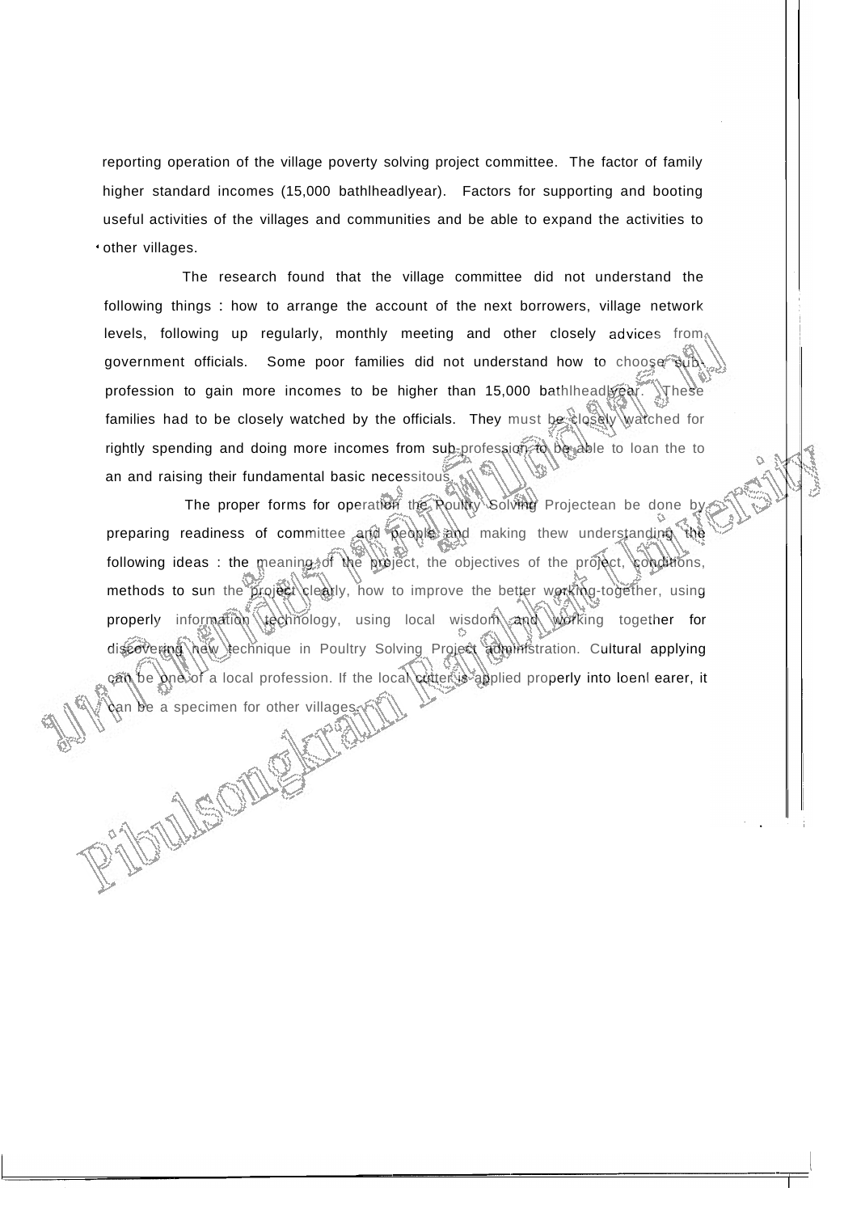reporting operation of the village poverty solving project committee. The factor of family higher standard incomes (15,000 bathlheadlyear). Factors for supporting and booting useful activities of the villages and communities and be able to expand the activities to other villages.

The research found that the village committee did not understand the following things : how to arrange the account of the next borrowers, village network levels, following up regularly, monthly meeting and other closely advices from government officials. Some poor families did not understand how to choose sub-profession to gain more incomes to be higher than 15,000 bathlheadlyear. These families had to be closely watched by the officials. They must be closely watched for rightly spending and doing more incomes from sub-profession to be able to loan the to an and raising their fundamental basic necessitous.

The proper forms for operation the Poultry Solving Projectean be done by preparing readiness of committee and people and making thew understanding the following ideas : the meaning of the project, the objectives of the project, conditions, methods to sun the project clearly, how to improve the better working-together, using properly information technology, using local wisdom and working together for discovering new technique in Poultry Solving Project administration. Cultural applying can be one of a local profession. If the local cutter is applied properly into loenl earer, it can be a specimen for other villages.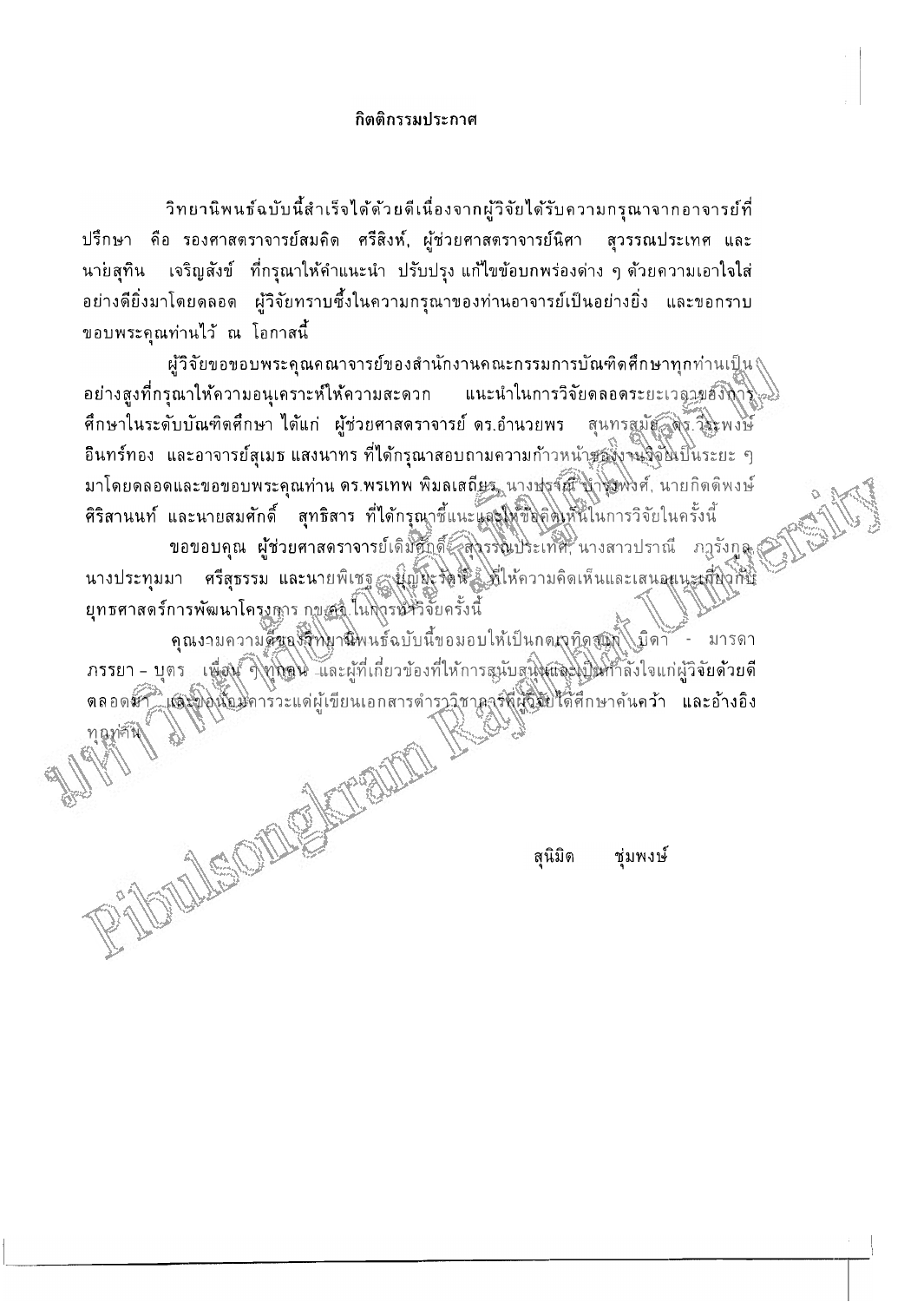# กิตติกรรมประกาศ

วิทยานิพนธ์ฉบับนี้สำเร็จได้ด้วยดีเนื่องจากผู้วิจัยได้รับความกรุณาจากอาจารย์ที่ปรึกษา คือ รองศาสตราจารย์สมคิด ศรีสิงห์, ผู้ช่วยศาสตราจารย์นิศา สุวรรณประเทศ และนายสุทิน เจริญสังข์ ที่กรุณาให้คำแนะนำ ปรับปรุง แก้ไขข้อบกพร่องต่าง ๆ ด้วยความเอาใจใส่อย่างดียิ่งมาโดยตลอด ผู้วิจัยทราบซึ้งในความกรุณาของท่านอาจารย์เป็นอย่างยิ่ง และขอกราบขอบพระคุณท่านไว้ ณ โอกาสนี้

ผู้วิจัยขอขอบพระคุณคณาจารย์ของสำนักงานคณะกรรมการบัณฑิตศึกษาทุกท่านเป็นอย่างสูงที่กรุณาให้ความอนุเคราะห์ให้ความสะดวก แนะนำในการวิจัยตลอดระยะเวลาของการศึกษาในระดับบัณฑิตศึกษา ได้แก่ ผู้ช่วยศาสตราจารย์ ดร.อำนวยพร สุนทรสมัย, ดร.วีระพงษ์ อินทร์ทอง และอาจารย์สุเมธ แสงนาทร ที่ได้กรุณาสอบถามความก้าวหน้าของงานวิจัยเป็นระยะ ๆ มาโดยตลอดและขอขอบพระคุณท่าน ดร.พรเทพ พิมลเสถียร, นางปรียณี บำรุงพงศ์, นายกิตติพงษ์ ศิริสานนท์ และนายสมศักดิ์ สุทธิสาร ที่ได้กรุณาชี้แนะและให้ข้อคิดเห็นในการวิจัยในครั้งนี้

ขอขอบคุณ ผู้ช่วยศาสตราจารย์เดิมศักดิ์ สุวรรณประเทศ, นางสาวปราณี ภวรังกูล, นางประทุมมา ศรีสุธรรม และนายพิเชฐ บุญยะรัตน์ ที่ให้ความคิดเห็นและเสนอแนะเกี่ยวกับยุทธศาสตร์การพัฒนาโครงการ กข.คจ. ในการทำวิจัยครั้งนี้

คุณงามความดีของวิทยานิพนธ์ฉบับนี้ขอมอบให้เป็นกตเวทิตาแด่ บิดา - มารดา ภรรยา – บุตร เพื่อน ๆ ทุกคน และผู้ที่เกี่ยวข้องที่ให้การสนับสนุนและเป็นกำลังใจแก่ผู้วิจัยด้วยดีตลอดมา และขอน้อมคารวะแด่ผู้เขียนเอกสารตำราวิชาการที่ผู้วิจัยได้ศึกษาค้นคว้า และอ้างอิงทุกท่าน

สุนิมิต ชุ่มพงษ์